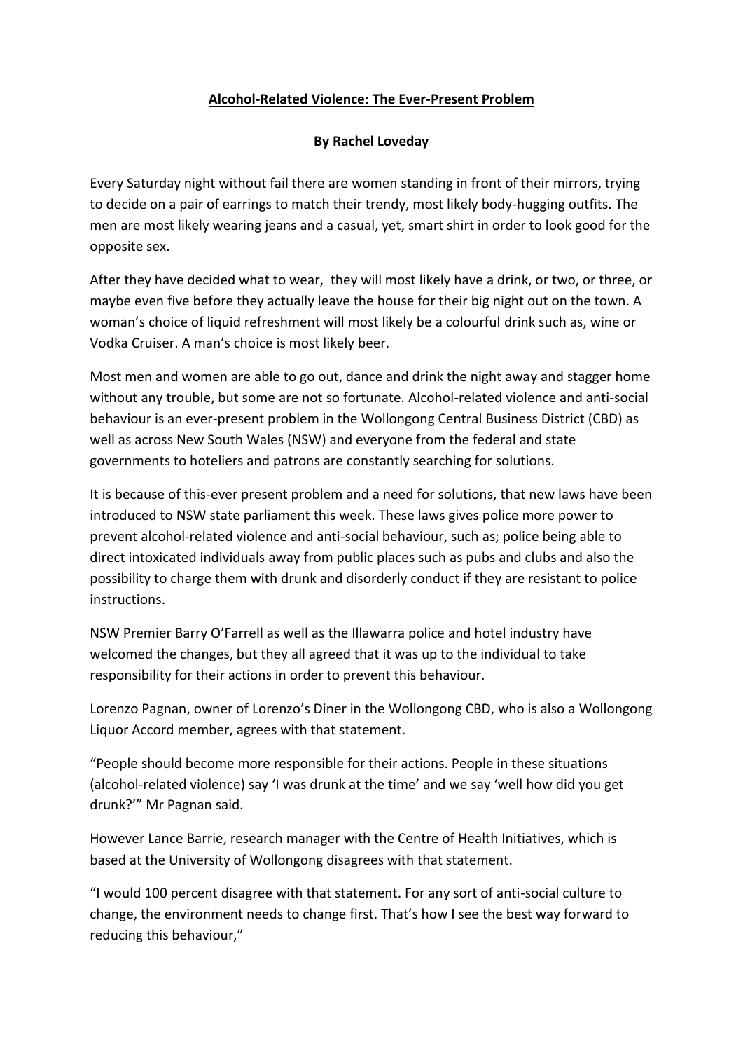# Alcohol-Related Violence: The Ever-Present Problem

**By Rachel Loveday**

Every Saturday night without fail there are women standing in front of their mirrors, trying to decide on a pair of earrings to match their trendy, most likely body-hugging outfits. The men are most likely wearing jeans and a casual, yet, smart shirt in order to look good for the opposite sex.

After they have decided what to wear, they will most likely have a drink, or two, or three, or maybe even five before they actually leave the house for their big night out on the town. A woman's choice of liquid refreshment will most likely be a colourful drink such as, wine or Vodka Cruiser. A man's choice is most likely beer.

Most men and women are able to go out, dance and drink the night away and stagger home without any trouble, but some are not so fortunate. Alcohol-related violence and anti-social behaviour is an ever-present problem in the Wollongong Central Business District (CBD) as well as across New South Wales (NSW) and everyone from the federal and state governments to hoteliers and patrons are constantly searching for solutions.

It is because of this-ever present problem and a need for solutions, that new laws have been introduced to NSW state parliament this week. These laws gives police more power to prevent alcohol-related violence and anti-social behaviour, such as; police being able to direct intoxicated individuals away from public places such as pubs and clubs and also the possibility to charge them with drunk and disorderly conduct if they are resistant to police instructions.

NSW Premier Barry O'Farrell as well as the Illawarra police and hotel industry have welcomed the changes, but they all agreed that it was up to the individual to take responsibility for their actions in order to prevent this behaviour.

Lorenzo Pagnan, owner of Lorenzo's Diner in the Wollongong CBD, who is also a Wollongong Liquor Accord member, agrees with that statement.

"People should become more responsible for their actions. People in these situations (alcohol-related violence) say 'I was drunk at the time' and we say 'well how did you get drunk?'" Mr Pagnan said.

However Lance Barrie, research manager with the Centre of Health Initiatives, which is based at the University of Wollongong disagrees with that statement.

"I would 100 percent disagree with that statement. For any sort of anti-social culture to change, the environment needs to change first. That's how I see the best way forward to reducing this behaviour,"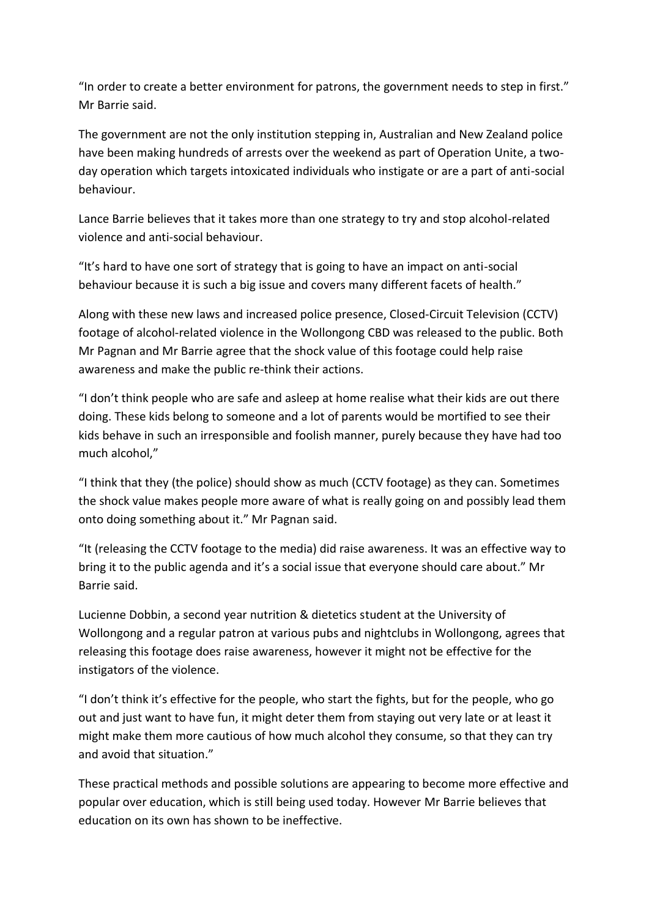"In order to create a better environment for patrons, the government needs to step in first." Mr Barrie said.

The government are not the only institution stepping in, Australian and New Zealand police have been making hundreds of arrests over the weekend as part of Operation Unite, a two-day operation which targets intoxicated individuals who instigate or are a part of anti-social behaviour.

Lance Barrie believes that it takes more than one strategy to try and stop alcohol-related violence and anti-social behaviour.

"It's hard to have one sort of strategy that is going to have an impact on anti-social behaviour because it is such a big issue and covers many different facets of health."

Along with these new laws and increased police presence, Closed-Circuit Television (CCTV) footage of alcohol-related violence in the Wollongong CBD was released to the public. Both Mr Pagnan and Mr Barrie agree that the shock value of this footage could help raise awareness and make the public re-think their actions.

"I don't think people who are safe and asleep at home realise what their kids are out there doing. These kids belong to someone and a lot of parents would be mortified to see their kids behave in such an irresponsible and foolish manner, purely because they have had too much alcohol,"

"I think that they (the police) should show as much (CCTV footage) as they can. Sometimes the shock value makes people more aware of what is really going on and possibly lead them onto doing something about it." Mr Pagnan said.

"It (releasing the CCTV footage to the media) did raise awareness. It was an effective way to bring it to the public agenda and it's a social issue that everyone should care about." Mr Barrie said.

Lucienne Dobbin, a second year nutrition & dietetics student at the University of Wollongong and a regular patron at various pubs and nightclubs in Wollongong, agrees that releasing this footage does raise awareness, however it might not be effective for the instigators of the violence.

"I don't think it's effective for the people, who start the fights, but for the people, who go out and just want to have fun, it might deter them from staying out very late or at least it might make them more cautious of how much alcohol they consume, so that they can try and avoid that situation."

These practical methods and possible solutions are appearing to become more effective and popular over education, which is still being used today. However Mr Barrie believes that education on its own has shown to be ineffective.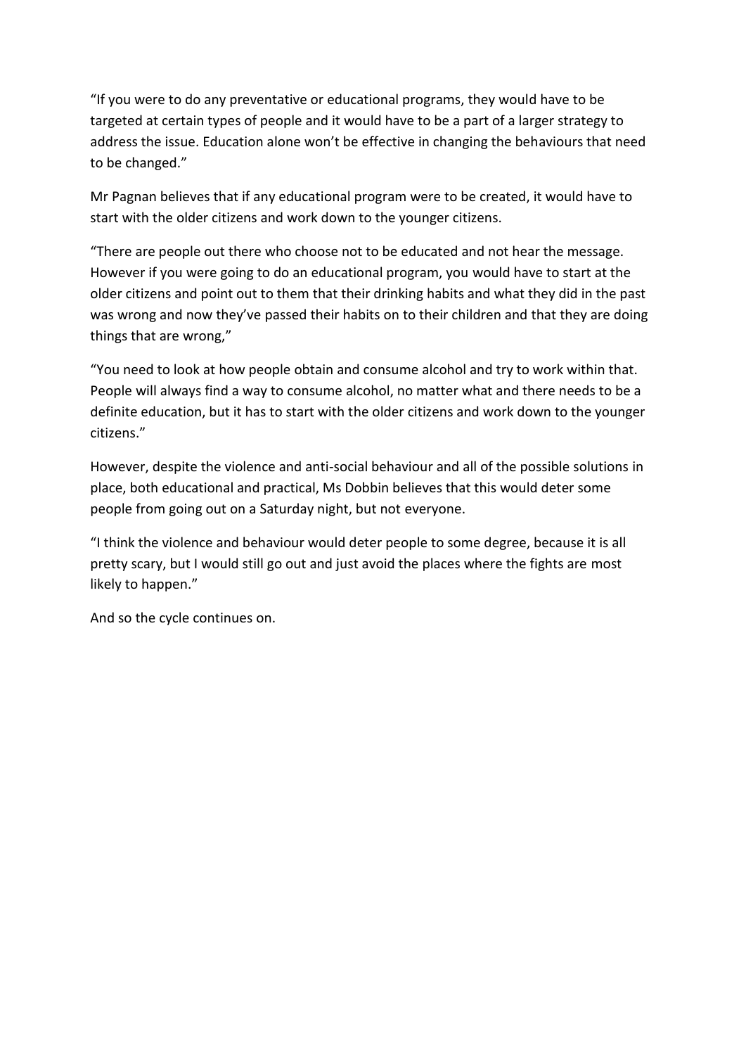“If you were to do any preventative or educational programs, they would have to be targeted at certain types of people and it would have to be a part of a larger strategy to address the issue. Education alone won’t be effective in changing the behaviours that need to be changed.”

Mr Pagnan believes that if any educational program were to be created, it would have to start with the older citizens and work down to the younger citizens.

“There are people out there who choose not to be educated and not hear the message. However if you were going to do an educational program, you would have to start at the older citizens and point out to them that their drinking habits and what they did in the past was wrong and now they’ve passed their habits on to their children and that they are doing things that are wrong,”

“You need to look at how people obtain and consume alcohol and try to work within that. People will always find a way to consume alcohol, no matter what and there needs to be a definite education, but it has to start with the older citizens and work down to the younger citizens.”

However, despite the violence and anti-social behaviour and all of the possible solutions in place, both educational and practical, Ms Dobbin believes that this would deter some people from going out on a Saturday night, but not everyone.

“I think the violence and behaviour would deter people to some degree, because it is all pretty scary, but I would still go out and just avoid the places where the fights are most likely to happen.”

And so the cycle continues on.